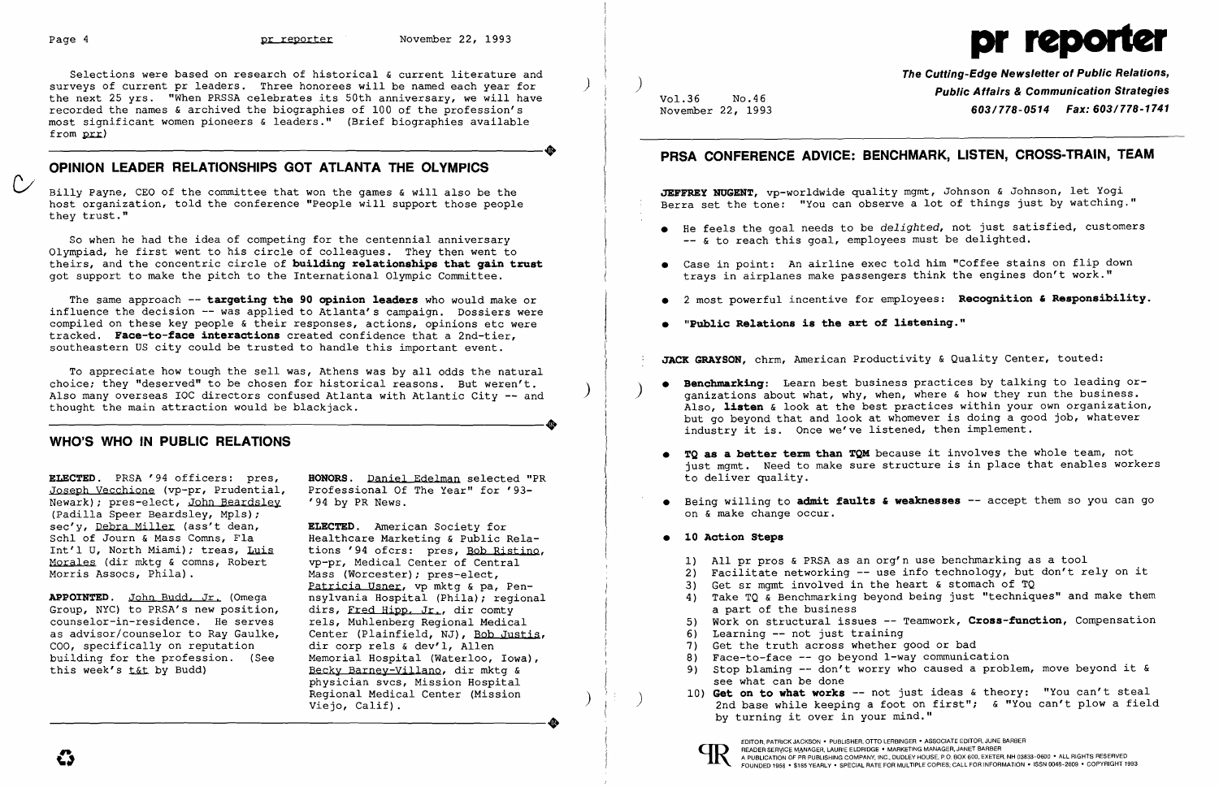Selections were based on research of historical & current literature and surveys of current pr leaders. Three honorees will be named each year for the next 25 yrs. "When PRSSA celebrates its 50th anniversary, we will have recorded the names & archived the biographies of 100 of the profession's most significant women pioneers & leaders." (Brief biographies available from prr)

## OPINION LEADER RELATIONSHIPS GOT ATLANTA THE OLYMPICS

Billy Payne, CEO of the committee that won the games & will also be the host organization, told the conference "People will support those people they trust."

So when he had the idea of competing for the centennial anniversary Olympiad, he first went to his circle of colleagues. They then went to theirs, and the concentric circle of **building relationships that gain trust** got support to make the pitch to the International Olympic Committee.

The same approach -- **targeting the 90 opinion leaders** who would make or influence the decision -- was applied to Atlanta's campaign. Dossiers were compiled on these key people & their responses, actions, opinions etc were tracked. **Face-to-face interactions** created confidence that a 2nd-tier, southeastern US city could be trusted to handle this important event.

To appreciate how tough the sell was, Athens was by all odds the natural choice; they "deserved" to be chosen for historical reasons. But weren't. Also many overseas IOC directors confused Atlanta with Atlantic City -- and thought the main attraction would be blackjack.

## WHO'S WHO IN PUBLIC RELATIONS

**ELECTED**. PRSA '94 officers: pres, Joseph Vecchione (vp-pr, Prudential, Newark); pres-elect, John Beardsley (Padilla Speer Beardsley, Mpls); sec'y, Debra Miller (ass't dean, Schl of Journ & Mass Comns, Fla Int'l U, North Miami); treas, Luis Morales (dir mktg & comns, Robert Morris Assocs, Phila).

**APPOINTED**. John Budd, Jr. (Omega Group, NYC) to PRSA's new position, counselor-in-residence. He serves as advisor/counselor to Ray Gaulke, COO, specifically on reputation building for the profession. (See this week's t&t by Budd)

**HONORS**. Daniel Edelman selected "PR Professional Of The Year" for '93-'94 by PR News.

**ELECTED**. American Society for Healthcare Marketing & Public Relations '94 ofcrs: pres, Bob Ristino, vp-pr, Medical Center of Central Mass (Worcester); pres-elect, Patricia Usner, vp mktg & pa, Pennsylvania Hospital (Phila); regional dirs, Fred Hipp, Jr., dir comty rels, Muhlenberg Regional Medical Center (Plainfield, NJ), Bob Justis, dir corp rels & dev'l, Allen Memorial Hospital (Waterloo, Iowa), Becky Barney-Villano, dir mktg & physician svcs, Mission Hospital Regional Medical Center (Mission Viejo, Calif).

# pr reporter

**The Cutting-Edge Newsletter of Public Relations, Public Affairs & Communication Strategies**
**603/778-0514 Fax: 603/778-1741**

Vol.36 No.46
November 22, 1993

## PRSA CONFERENCE ADVICE: BENCHMARK, LISTEN, CROSS-TRAIN, TEAM

**JEFFREY NUGENT**, vp-worldwide quality mgmt, Johnson & Johnson, let Yogi Berra set the tone: "You can observe a lot of things just by watching."

- He feels the goal needs to be *delighted*, not just satisfied, customers -- & to reach this goal, employees must be delighted.
- Case in point: An airline exec told him "Coffee stains on flip down trays in airplanes make passengers think the engines don't work."
- 2 most powerful incentive for employees: **Recognition & Responsibility.**
- **"Public Relations is the art of listening."**

**JACK GRAYSON**, chrm, American Productivity & Quality Center, touted:

- **Benchmarking**: Learn best business practices by talking to leading organizations about what, why, when, where & how they run the business. Also, **listen** & look at the best practices within your own organization, but go beyond that and look at whomever is doing a good job, whatever industry it is. Once we've listened, then implement.
- **TQ as a better term than TQM** because it involves the whole team, not just mgmt. Need to make sure structure is in place that enables workers to deliver quality.
- Being willing to **admit faults & weaknesses** -- accept them so you can go on & make change occur.
- **10 Action Steps**
  1) All pr pros & PRSA as an org'n use benchmarking as a tool
  2) Facilitate networking -- use info technology, but don't rely on it
  3) Get sr mgmt involved in the heart & stomach of TQ
  4) Take TQ & Benchmarking beyond being just "techniques" and make them a part of the business
  5) Work on structural issues -- Teamwork, **Cross-function**, Compensation
  6) Learning -- not just training
  7) Get the truth across whether good or bad
  8) Face-to-face -- go beyond 1-way communication
  9) Stop blaming -- don't worry who caused a problem, move beyond it & see what can be done
  10) **Get on to what works** -- not just ideas & theory: "You can't steal 2nd base while keeping a foot on first"; & "You can't plow a field by turning it over in your mind."

EDITOR, PATRICK JACKSON • PUBLISHER, OTTO LERBINGER • ASSOCIATE EDITOR, JUNE BARBER
READER SERVICE MANAGER, LAURIE ELDRIDGE • MARKETING MANAGER, JANET BARBER
A PUBLICATION OF PR PUBLISHING COMPANY, INC., DUDLEY HOUSE, P.O. BOX 600, EXETER, NH 03833-0600 • ALL RIGHTS RESERVED
FOUNDED 1958 • $185 YEARLY • SPECIAL RATE FOR MULTIPLE COPIES: CALL FOR INFORMATION • ISSN 0048-2609 • COPYRIGHT 1993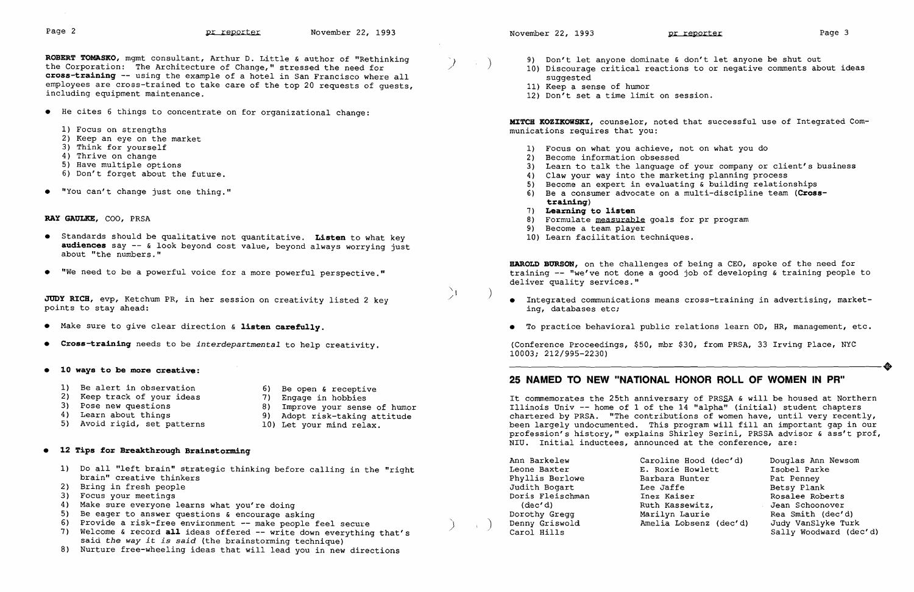**ROBERT TOMASKO**, mgmt consultant, Arthur D. Little & author of "Rethinking the Corporation: The Architecture of Change," stressed the need for **cross-training** -- using the example of a hotel in San Francisco where all employees are cross-trained to take care of the top 20 requests of guests, including equipment maintenance.

- He cites 6 things to concentrate on for organizational change:

  1) Focus on strengths
  2) Keep an eye on the market
  3) Think for yourself
  4) Thrive on change
  5) Have multiple options
  6) Don't forget about the future.

- "You can't change just one thing."

**RAY GAULKE**, COO, PRSA

- Standards should be qualitative not quantitative. **Listen** to what key **audiences** say -- & look beyond cost value, beyond always worrying just about "the numbers."
- "We need to be a powerful voice for a more powerful perspective."

**JUDY RICH**, evp, Ketchum PR, in her session on creativity listed 2 key points to stay ahead:

- Make sure to give clear direction & **listen carefully**.
- **Cross-training** needs to be *interdepartmental* to help creativity.
- **10 ways to be more creative:**

  1) Be alert in observation
  2) Keep track of your ideas
  3) Pose new questions
  4) Learn about things
  5) Avoid rigid, set patterns
  6) Be open & receptive
  7) Engage in hobbies
  8) Improve your sense of humor
  9) Adopt risk-taking attitude
  10) Let your mind relax.

- **12 Tips for Breakthrough Brainstorming**

  1) Do all "left brain" strategic thinking before calling in the "right brain" creative thinkers
  2) Bring in fresh people
  3) Focus your meetings
  4) Make sure everyone learns what you're doing
  5) Be eager to answer questions & encourage asking
  6) Provide a risk-free environment -- make people feel secure
  7) Welcome & record **all** ideas offered -- write down everything that's said *the way it is said* (the brainstorming technique)
  8) Nurture free-wheeling ideas that will lead you in new directions
  9) Don't let anyone dominate & don't let anyone be shut out
  10) Discourage critical reactions to or negative comments about ideas suggested
  11) Keep a sense of humor
  12) Don't set a time limit on session.

**MITCH KOZIKOWSKI**, counselor, noted that successful use of Integrated Communications requires that you:

1) Focus on what you achieve, not on what you do
2) Become information obsessed
3) Learn to talk the language of your company or client's business
4) Claw your way into the marketing planning process
5) Become an expert in evaluating & building relationships
6) Be a consumer advocate on a multi-discipline team (**Cross-training**)
7) **Learning to listen**
8) Formulate measurable goals for pr program
9) Become a team player
10) Learn facilitation techniques.

**HAROLD BURSON**, on the challenges of being a CEO, spoke of the need for training -- "we've not done a good job of developing & training people to deliver quality services."

- Integrated communications means cross-training in advertising, marketing, databases etc;
- To practice behavioral public relations learn OD, HR, management, etc.

(Conference Proceedings, $50, mbr $30, from PRSA, 33 Irving Place, NYC 10003; 212/995-2230)

## 25 NAMED TO NEW "NATIONAL HONOR ROLL OF WOMEN IN PR"

It commemorates the 25th anniversary of PRSSA & will be housed at Northern Illinois Univ -- home of 1 of the 14 "alpha" (initial) student chapters chartered by PRSA. "The contributions of women have, until very recently, been largely undocumented. This program will fill an important gap in our profession's history," explains Shirley Serini, PRSSA advisor & ass't prof, NIU. Initial inductees, announced at the conference, are:

Ann Barkelew
Leone Baxter
Phyllis Berlowe
Judith Bogart
Doris Fleischman (dec'd)
Dorothy Gregg
Denny Griswold
Carol Hills
Caroline Hood (dec'd)
E. Roxie Howlett
Barbara Hunter
Lee Jaffe
Inez Kaiser
Ruth Kassewitz,
Marilyn Laurie
Amelia Lobsenz (dec'd)
Douglas Ann Newsom
Isobel Parke
Pat Penney
Betsy Plank
Rosalee Roberts
Jean Schoonover
Rea Smith (dec'd)
Judy VanSlyke Turk
Sally Woodward (dec'd)